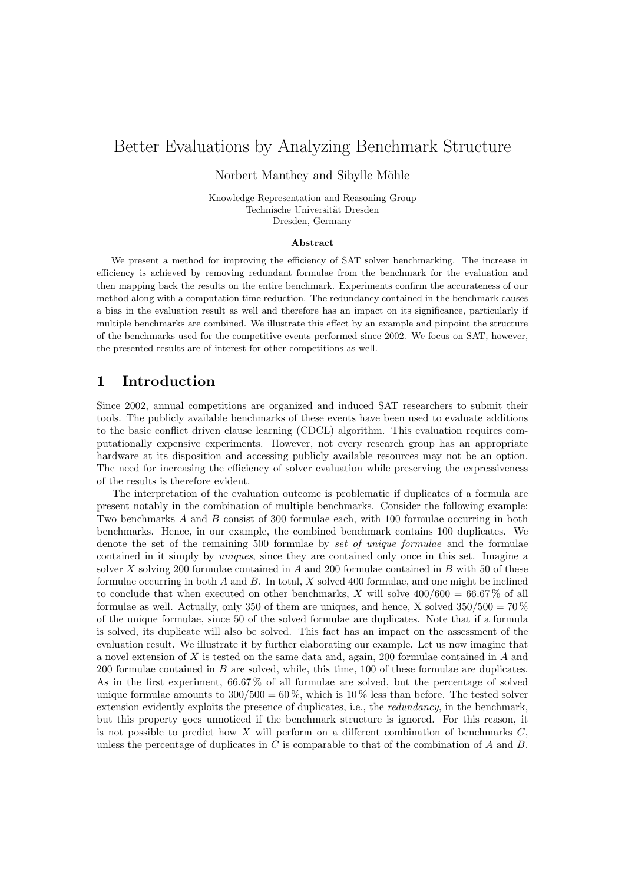# Better Evaluations by Analyzing Benchmark Structure

Norbert Manthey and Sibylle Möhle

Knowledge Representation and Reasoning Group
Technische Universität Dresden
Dresden, Germany

### Abstract

We present a method for improving the efficiency of SAT solver benchmarking. The increase in efficiency is achieved by removing redundant formulae from the benchmark for the evaluation and then mapping back the results on the entire benchmark. Experiments confirm the accurateness of our method along with a computation time reduction. The redundancy contained in the benchmark causes a bias in the evaluation result as well and therefore has an impact on its significance, particularly if multiple benchmarks are combined. We illustrate this effect by an example and pinpoint the structure of the benchmarks used for the competitive events performed since 2002. We focus on SAT, however, the presented results are of interest for other competitions as well.

## 1 Introduction

Since 2002, annual competitions are organized and induced SAT researchers to submit their tools. The publicly available benchmarks of these events have been used to evaluate additions to the basic conflict driven clause learning (CDCL) algorithm. This evaluation requires computationally expensive experiments. However, not every research group has an appropriate hardware at its disposition and accessing publicly available resources may not be an option. The need for increasing the efficiency of solver evaluation while preserving the expressiveness of the results is therefore evident.

The interpretation of the evaluation outcome is problematic if duplicates of a formula are present notably in the combination of multiple benchmarks. Consider the following example: Two benchmarks $A$ and $B$ consist of 300 formulae each, with 100 formulae occurring in both benchmarks. Hence, in our example, the combined benchmark contains 100 duplicates. We denote the set of the remaining 500 formulae by *set of unique formulae* and the formulae contained in it simply by *uniques*, since they are contained only once in this set. Imagine a solver $X$ solving 200 formulae contained in $A$ and 200 formulae contained in $B$ with 50 of these formulae occurring in both $A$ and $B$. In total, $X$ solved 400 formulae, and one might be inclined to conclude that when executed on other benchmarks, $X$ will solve $400/600 = 66.67\,\%$ of all formulae as well. Actually, only 350 of them are uniques, and hence, X solved $350/500 = 70\,\%$ of the unique formulae, since 50 of the solved formulae are duplicates. Note that if a formula is solved, its duplicate will also be solved. This fact has an impact on the assessment of the evaluation result. We illustrate it by further elaborating our example. Let us now imagine that a novel extension of $X$ is tested on the same data and, again, 200 formulae contained in $A$ and 200 formulae contained in $B$ are solved, while, this time, 100 of these formulae are duplicates. As in the first experiment, $66.67\,\%$ of all formulae are solved, but the percentage of solved unique formulae amounts to $300/500 = 60\,\%$, which is $10\,\%$ less than before. The tested solver extension evidently exploits the presence of duplicates, i.e., the *redundancy*, in the benchmark, but this property goes unnoticed if the benchmark structure is ignored. For this reason, it is not possible to predict how $X$ will perform on a different combination of benchmarks $C$, unless the percentage of duplicates in $C$ is comparable to that of the combination of $A$ and $B$.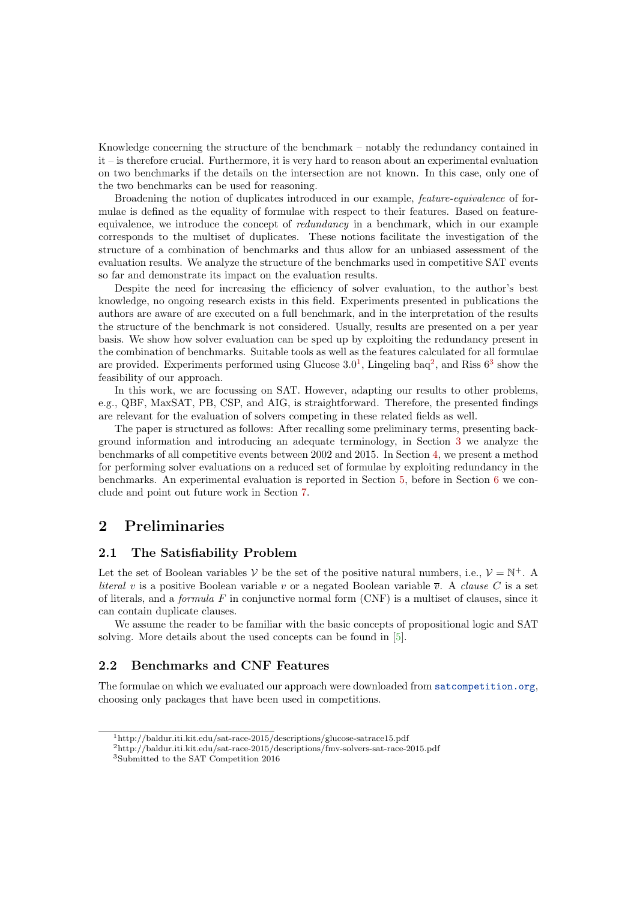Knowledge concerning the structure of the benchmark – notably the redundancy contained in it – is therefore crucial. Furthermore, it is very hard to reason about an experimental evaluation on two benchmarks if the details on the intersection are not known. In this case, only one of the two benchmarks can be used for reasoning.

Broadening the notion of duplicates introduced in our example, *feature-equivalence* of formulae is defined as the equality of formulae with respect to their features. Based on feature-equivalence, we introduce the concept of *redundancy* in a benchmark, which in our example corresponds to the multiset of duplicates. These notions facilitate the investigation of the structure of a combination of benchmarks and thus allow for an unbiased assessment of the evaluation results. We analyze the structure of the benchmarks used in competitive SAT events so far and demonstrate its impact on the evaluation results.

Despite the need for increasing the efficiency of solver evaluation, to the author's best knowledge, no ongoing research exists in this field. Experiments presented in publications the authors are aware of are executed on a full benchmark, and in the interpretation of the results the structure of the benchmark is not considered. Usually, results are presented on a per year basis. We show how solver evaluation can be sped up by exploiting the redundancy present in the combination of benchmarks. Suitable tools as well as the features calculated for all formulae are provided. Experiments performed using Glucose 3.0[1], Lingeling baq[2], and Riss 6[3] show the feasibility of our approach.

In this work, we are focussing on SAT. However, adapting our results to other problems, e.g., QBF, MaxSAT, PB, CSP, and AIG, is straightforward. Therefore, the presented findings are relevant for the evaluation of solvers competing in these related fields as well.

The paper is structured as follows: After recalling some preliminary terms, presenting background information and introducing an adequate terminology, in Section 3 we analyze the benchmarks of all competitive events between 2002 and 2015. In Section 4, we present a method for performing solver evaluations on a reduced set of formulae by exploiting redundancy in the benchmarks. An experimental evaluation is reported in Section 5, before in Section 6 we conclude and point out future work in Section 7.

## 2 Preliminaries

### 2.1 The Satisfiability Problem

Let the set of Boolean variables $\mathcal{V}$ be the set of the positive natural numbers, i.e., $\mathcal{V} = \mathbb{N}^+$. A *literal* $v$ is a positive Boolean variable $v$ or a negated Boolean variable $\overline{v}$. A *clause* $C$ is a set of literals, and a *formula* $F$ in conjunctive normal form (CNF) is a multiset of clauses, since it can contain duplicate clauses.

We assume the reader to be familiar with the basic concepts of propositional logic and SAT solving. More details about the used concepts can be found in [5].

### 2.2 Benchmarks and CNF Features

The formulae on which we evaluated our approach were downloaded from satcompetition.org, choosing only packages that have been used in competitions.

[1] http://baldur.iti.kit.edu/sat-race-2015/descriptions/glucose-satrace15.pdf

[2] http://baldur.iti.kit.edu/sat-race-2015/descriptions/fmv-solvers-sat-race-2015.pdf

[3] Submitted to the SAT Competition 2016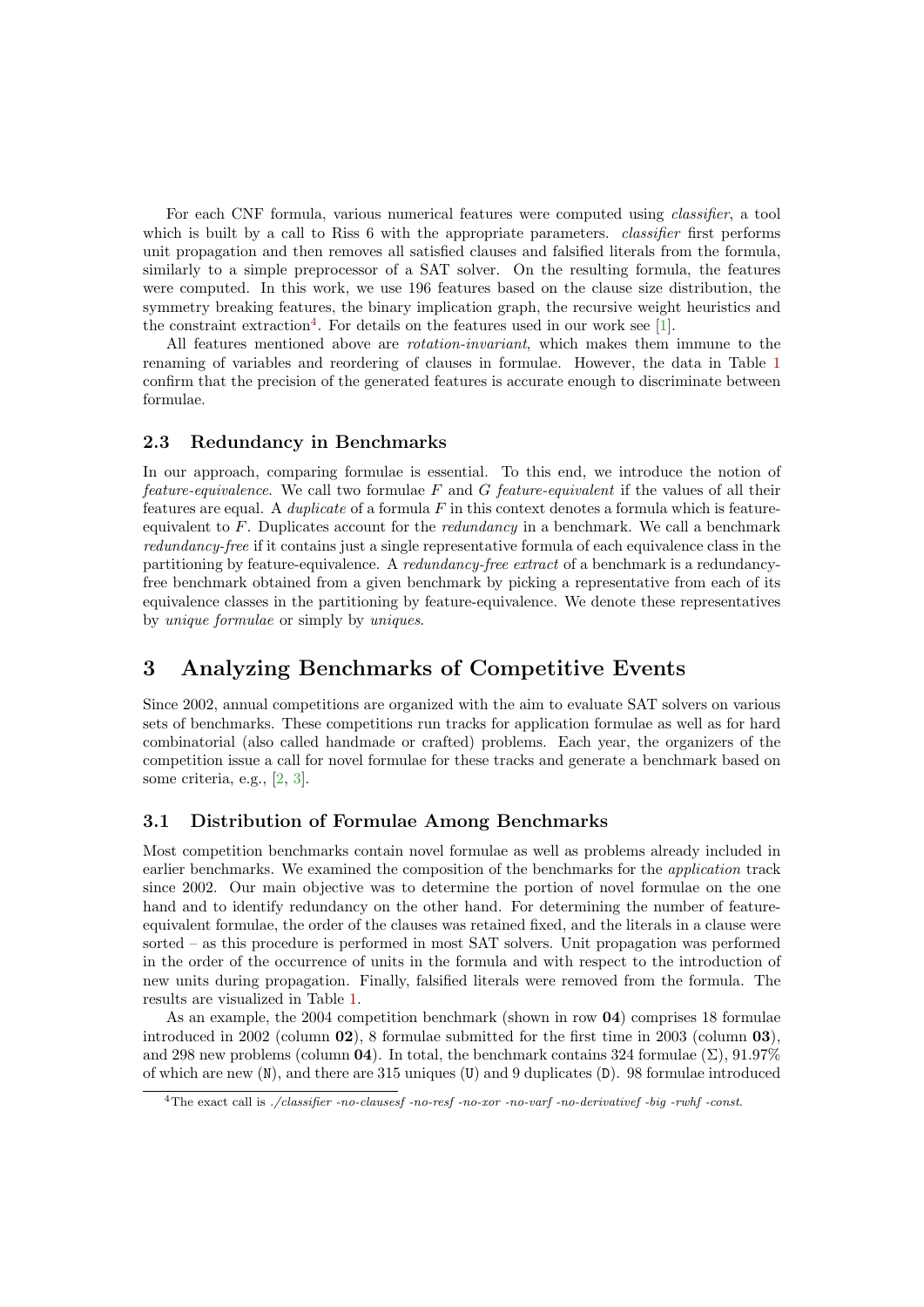For each CNF formula, various numerical features were computed using *classifier*, a tool which is built by a call to Riss 6 with the appropriate parameters. *classifier* first performs unit propagation and then removes all satisfied clauses and falsified literals from the formula, similarly to a simple preprocessor of a SAT solver. On the resulting formula, the features were computed. In this work, we use 196 features based on the clause size distribution, the symmetry breaking features, the binary implication graph, the recursive weight heuristics and the constraint extraction[4]. For details on the features used in our work see [1].

All features mentioned above are *rotation-invariant*, which makes them immune to the renaming of variables and reordering of clauses in formulae. However, the data in Table 1 confirm that the precision of the generated features is accurate enough to discriminate between formulae.

### 2.3 Redundancy in Benchmarks

In our approach, comparing formulae is essential. To this end, we introduce the notion of *feature-equivalence*. We call two formulae $F$ and $G$ *feature-equivalent* if the values of all their features are equal. A *duplicate* of a formula $F$ in this context denotes a formula which is feature-equivalent to $F$. Duplicates account for the *redundancy* in a benchmark. We call a benchmark *redundancy-free* if it contains just a single representative formula of each equivalence class in the partitioning by feature-equivalence. A *redundancy-free extract* of a benchmark is a redundancy-free benchmark obtained from a given benchmark by picking a representative from each of its equivalence classes in the partitioning by feature-equivalence. We denote these representatives by *unique formulae* or simply by *uniques*.

## 3 Analyzing Benchmarks of Competitive Events

Since 2002, annual competitions are organized with the aim to evaluate SAT solvers on various sets of benchmarks. These competitions run tracks for application formulae as well as for hard combinatorial (also called handmade or crafted) problems. Each year, the organizers of the competition issue a call for novel formulae for these tracks and generate a benchmark based on some criteria, e.g., [2, 3].

### 3.1 Distribution of Formulae Among Benchmarks

Most competition benchmarks contain novel formulae as well as problems already included in earlier benchmarks. We examined the composition of the benchmarks for the *application* track since 2002. Our main objective was to determine the portion of novel formulae on the one hand and to identify redundancy on the other hand. For determining the number of feature-equivalent formulae, the order of the clauses was retained fixed, and the literals in a clause were sorted – as this procedure is performed in most SAT solvers. Unit propagation was performed in the order of the occurrence of units in the formula and with respect to the introduction of new units during propagation. Finally, falsified literals were removed from the formula. The results are visualized in Table 1.

As an example, the 2004 competition benchmark (shown in row **04**) comprises 18 formulae introduced in 2002 (column **02**), 8 formulae submitted for the first time in 2003 (column **03**), and 298 new problems (column **04**). In total, the benchmark contains 324 formulae ($\Sigma$), 91.97% of which are new (`N`), and there are 315 uniques (`U`) and 9 duplicates (`D`). 98 formulae introduced

[4] The exact call is *./classifier -no-clausesf -no-resf -no-xor -no-varf -no-derivativef -big -rwhf -const*.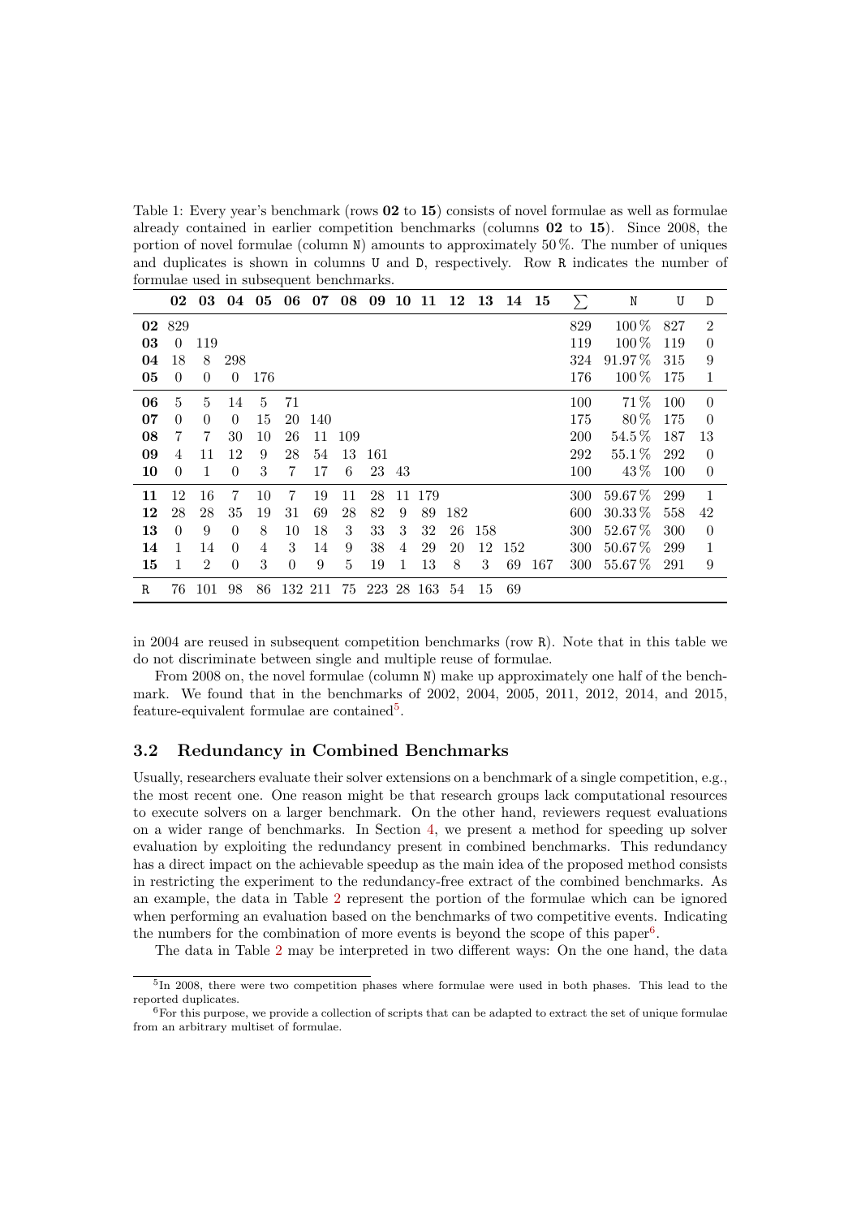Table 1: Every year's benchmark (rows **02** to **15**) consists of novel formulae as well as formulae already contained in earlier competition benchmarks (columns **02** to **15**). Since 2008, the portion of novel formulae (column N) amounts to approximately 50 %. The number of uniques and duplicates is shown in columns U and D, respectively. Row R indicates the number of formulae used in subsequent benchmarks.

| | **02** | **03** | **04** | **05** | **06** | **07** | **08** | **09** | **10** | **11** | **12** | **13** | **14** | **15** | $\sum$ | N | U | D |
|---|---|---|---|---|---|---|---|---|---|---|---|---|---|---|---|---|---|---|
| **02** | 829 | | | | | | | | | | | | | | 829 | 100 % | 827 | 2 |
| **03** | 0 | 119 | | | | | | | | | | | | | 119 | 100 % | 119 | 0 |
| **04** | 18 | 8 | 298 | | | | | | | | | | | | 324 | 91.97 % | 315 | 9 |
| **05** | 0 | 0 | 0 | 176 | | | | | | | | | | | 176 | 100 % | 175 | 1 |
| **06** | 5 | 5 | 14 | 5 | 71 | | | | | | | | | | 100 | 71 % | 100 | 0 |
| **07** | 0 | 0 | 0 | 15 | 20 | 140 | | | | | | | | | 175 | 80 % | 175 | 0 |
| **08** | 7 | 7 | 30 | 10 | 26 | 11 | 109 | | | | | | | | 200 | 54.5 % | 187 | 13 |
| **09** | 4 | 11 | 12 | 9 | 28 | 54 | 13 | 161 | | | | | | | 292 | 55.1 % | 292 | 0 |
| **10** | 0 | 1 | 0 | 3 | 7 | 17 | 6 | 23 | 43 | | | | | | 100 | 43 % | 100 | 0 |
| **11** | 12 | 16 | 7 | 10 | 7 | 19 | 11 | 28 | 11 | 179 | | | | | 300 | 59.67 % | 299 | 1 |
| **12** | 28 | 28 | 35 | 19 | 31 | 69 | 28 | 82 | 9 | 89 | 182 | | | | 600 | 30.33 % | 558 | 42 |
| **13** | 0 | 9 | 0 | 8 | 10 | 18 | 3 | 33 | 3 | 32 | 26 | 158 | | | 300 | 52.67 % | 300 | 0 |
| **14** | 1 | 14 | 0 | 4 | 3 | 14 | 9 | 38 | 4 | 29 | 20 | 12 | 152 | | 300 | 50.67 % | 299 | 1 |
| **15** | 1 | 2 | 0 | 3 | 0 | 9 | 5 | 19 | 1 | 13 | 8 | 3 | 69 | 167 | 300 | 55.67 % | 291 | 9 |
| R | 76 | 101 | 98 | 86 | 132 | 211 | 75 | 223 | 28 | 163 | 54 | 15 | 69 | | | | | |

in 2004 are reused in subsequent competition benchmarks (row R). Note that in this table we do not discriminate between single and multiple reuse of formulae.

From 2008 on, the novel formulae (column N) make up approximately one half of the benchmark. We found that in the benchmarks of 2002, 2004, 2005, 2011, 2012, 2014, and 2015, feature-equivalent formulae are contained[5].

### 3.2 Redundancy in Combined Benchmarks

Usually, researchers evaluate their solver extensions on a benchmark of a single competition, e.g., the most recent one. One reason might be that research groups lack computational resources to execute solvers on a larger benchmark. On the other hand, reviewers request evaluations on a wider range of benchmarks. In Section 4, we present a method for speeding up solver evaluation by exploiting the redundancy present in combined benchmarks. This redundancy has a direct impact on the achievable speedup as the main idea of the proposed method consists in restricting the experiment to the redundancy-free extract of the combined benchmarks. As an example, the data in Table 2 represent the portion of the formulae which can be ignored when performing an evaluation based on the benchmarks of two competitive events. Indicating the numbers for the combination of more events is beyond the scope of this paper[6].

The data in Table 2 may be interpreted in two different ways: On the one hand, the data

[5] In 2008, there were two competition phases where formulae were used in both phases. This lead to the reported duplicates.

[6] For this purpose, we provide a collection of scripts that can be adapted to extract the set of unique formulae from an arbitrary multiset of formulae.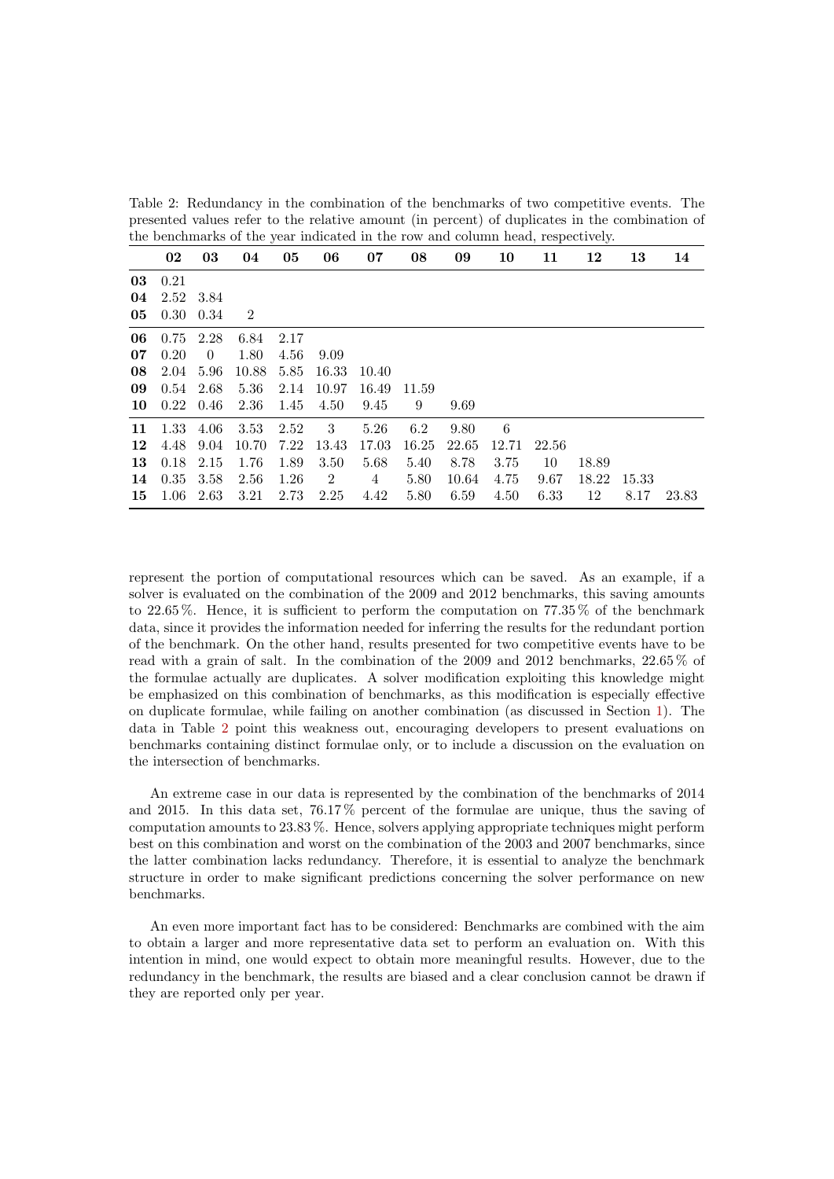Table 2: Redundancy in the combination of the benchmarks of two competitive events. The presented values refer to the relative amount (in percent) of duplicates in the combination of the benchmarks of the year indicated in the row and column head, respectively.

| | **02** | **03** | **04** | **05** | **06** | **07** | **08** | **09** | **10** | **11** | **12** | **13** | **14** |
|---|---|---|---|---|---|---|---|---|---|---|---|---|---|
| **03** | 0.21 | | | | | | | | | | | | |
| **04** | 2.52 | 3.84 | | | | | | | | | | | |
| **05** | 0.30 | 0.34 | 2 | | | | | | | | | | |
| **06** | 0.75 | 2.28 | 6.84 | 2.17 | | | | | | | | | |
| **07** | 0.20 | 0 | 1.80 | 4.56 | 9.09 | | | | | | | | |
| **08** | 2.04 | 5.96 | 10.88 | 5.85 | 16.33 | 10.40 | | | | | | | |
| **09** | 0.54 | 2.68 | 5.36 | 2.14 | 10.97 | 16.49 | 11.59 | | | | | | |
| **10** | 0.22 | 0.46 | 2.36 | 1.45 | 4.50 | 9.45 | 9 | 9.69 | | | | | |
| **11** | 1.33 | 4.06 | 3.53 | 2.52 | 3 | 5.26 | 6.2 | 9.80 | 6 | | | | |
| **12** | 4.48 | 9.04 | 10.70 | 7.22 | 13.43 | 17.03 | 16.25 | 22.65 | 12.71 | 22.56 | | | |
| **13** | 0.18 | 2.15 | 1.76 | 1.89 | 3.50 | 5.68 | 5.40 | 8.78 | 3.75 | 10 | 18.89 | | |
| **14** | 0.35 | 3.58 | 2.56 | 1.26 | 2 | 4 | 5.80 | 10.64 | 4.75 | 9.67 | 18.22 | 15.33 | |
| **15** | 1.06 | 2.63 | 3.21 | 2.73 | 2.25 | 4.42 | 5.80 | 6.59 | 4.50 | 6.33 | 12 | 8.17 | 23.83 |

represent the portion of computational resources which can be saved. As an example, if a solver is evaluated on the combination of the 2009 and 2012 benchmarks, this saving amounts to 22.65 %. Hence, it is sufficient to perform the computation on 77.35 % of the benchmark data, since it provides the information needed for inferring the results for the redundant portion of the benchmark. On the other hand, results presented for two competitive events have to be read with a grain of salt. In the combination of the 2009 and 2012 benchmarks, 22.65 % of the formulae actually are duplicates. A solver modification exploiting this knowledge might be emphasized on this combination of benchmarks, as this modification is especially effective on duplicate formulae, while failing on another combination (as discussed in Section 1). The data in Table 2 point this weakness out, encouraging developers to present evaluations on benchmarks containing distinct formulae only, or to include a discussion on the evaluation on the intersection of benchmarks.

An extreme case in our data is represented by the combination of the benchmarks of 2014 and 2015. In this data set, 76.17 % percent of the formulae are unique, thus the saving of computation amounts to 23.83 %. Hence, solvers applying appropriate techniques might perform best on this combination and worst on the combination of the 2003 and 2007 benchmarks, since the latter combination lacks redundancy. Therefore, it is essential to analyze the benchmark structure in order to make significant predictions concerning the solver performance on new benchmarks.

An even more important fact has to be considered: Benchmarks are combined with the aim to obtain a larger and more representative data set to perform an evaluation on. With this intention in mind, one would expect to obtain more meaningful results. However, due to the redundancy in the benchmark, the results are biased and a clear conclusion cannot be drawn if they are reported only per year.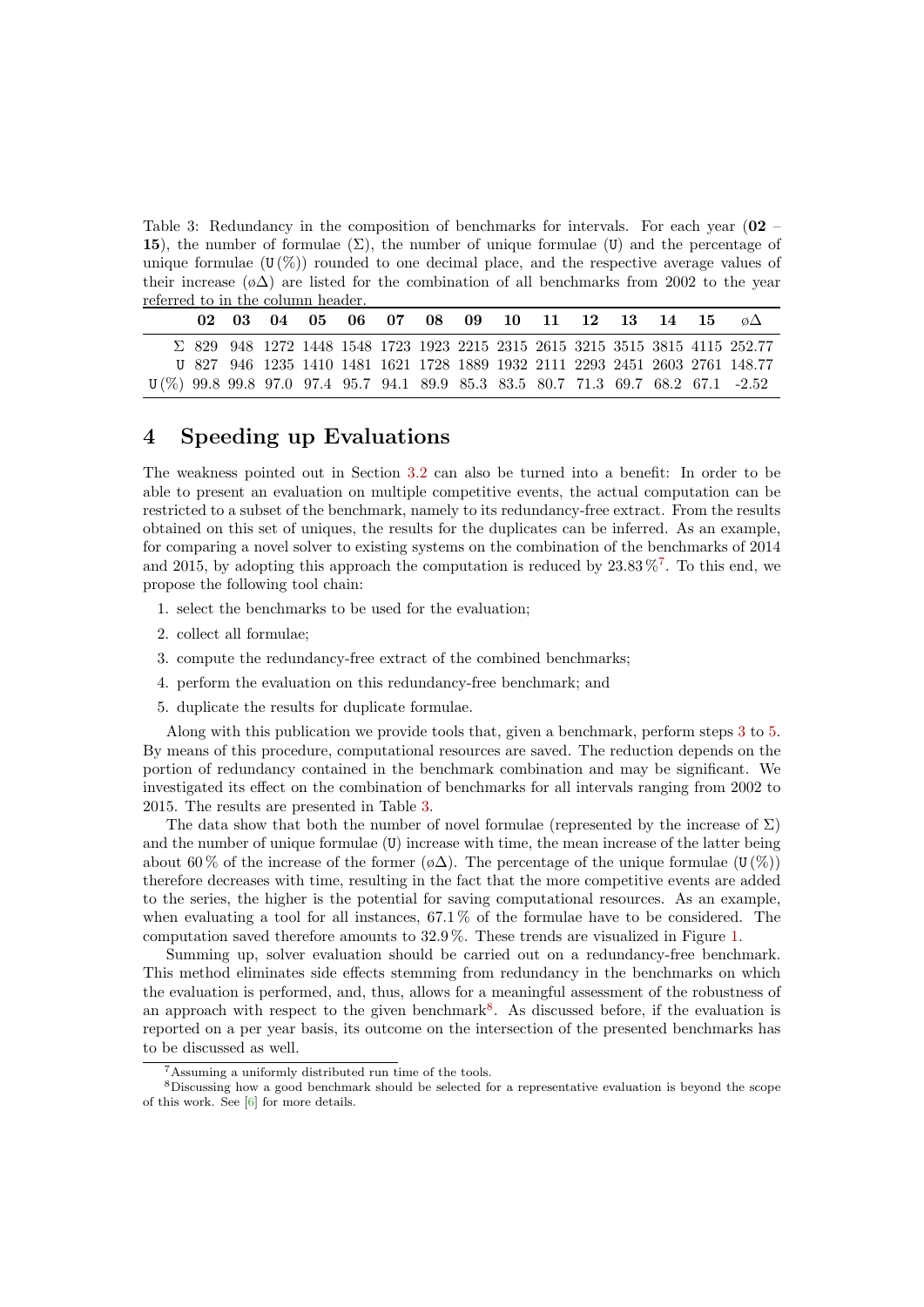Table 3: Redundancy in the composition of benchmarks for intervals. For each year (**02** – **15**), the number of formulae ($\Sigma$), the number of unique formulae (`U`) and the percentage of unique formulae (`U`(%)) rounded to one decimal place, and the respective average values of their increase ($\varnothing\Delta$) are listed for the combination of all benchmarks from 2002 to the year referred to in the column header.

| | **02** | **03** | **04** | **05** | **06** | **07** | **08** | **09** | **10** | **11** | **12** | **13** | **14** | **15** | $\varnothing\Delta$ |
|---|---|---|---|---|---|---|---|---|---|---|---|---|---|---|---|
| $\Sigma$ | 829 | 948 | 1272 | 1448 | 1548 | 1723 | 1923 | 2215 | 2315 | 2615 | 3215 | 3515 | 3815 | 4115 | 252.77 |
| `U` | 827 | 946 | 1235 | 1410 | 1481 | 1621 | 1728 | 1889 | 1932 | 2111 | 2293 | 2451 | 2603 | 2761 | 148.77 |
| `U`(%) | 99.8 | 99.8 | 97.0 | 97.4 | 95.7 | 94.1 | 89.9 | 85.3 | 83.5 | 80.7 | 71.3 | 69.7 | 68.2 | 67.1 | -2.52 |

# 4 Speeding up Evaluations

The weakness pointed out in Section 3.2 can also be turned into a benefit: In order to be able to present an evaluation on multiple competitive events, the actual computation can be restricted to a subset of the benchmark, namely to its redundancy-free extract. From the results obtained on this set of uniques, the results for the duplicates can be inferred. As an example, for comparing a novel solver to existing systems on the combination of the benchmarks of 2014 and 2015, by adopting this approach the computation is reduced by 23.83 %[7]. To this end, we propose the following tool chain:

1. select the benchmarks to be used for the evaluation;
2. collect all formulae;
3. compute the redundancy-free extract of the combined benchmarks;
4. perform the evaluation on this redundancy-free benchmark; and
5. duplicate the results for duplicate formulae.

Along with this publication we provide tools that, given a benchmark, perform steps 3 to 5. By means of this procedure, computational resources are saved. The reduction depends on the portion of redundancy contained in the benchmark combination and may be significant. We investigated its effect on the combination of benchmarks for all intervals ranging from 2002 to 2015. The results are presented in Table 3.

The data show that both the number of novel formulae (represented by the increase of $\Sigma$) and the number of unique formulae (`U`) increase with time, the mean increase of the latter being about 60 % of the increase of the former ($\varnothing\Delta$). The percentage of the unique formulae (`U`(%)) therefore decreases with time, resulting in the fact that the more competitive events are added to the series, the higher is the potential for saving computational resources. As an example, when evaluating a tool for all instances, 67.1 % of the formulae have to be considered. The computation saved therefore amounts to 32.9 %. These trends are visualized in Figure 1.

Summing up, solver evaluation should be carried out on a redundancy-free benchmark. This method eliminates side effects stemming from redundancy in the benchmarks on which the evaluation is performed, and, thus, allows for a meaningful assessment of the robustness of an approach with respect to the given benchmark[8]. As discussed before, if the evaluation is reported on a per year basis, its outcome on the intersection of the presented benchmarks has to be discussed as well.

[7] Assuming a uniformly distributed run time of the tools.

[8] Discussing how a good benchmark should be selected for a representative evaluation is beyond the scope of this work. See [6] for more details.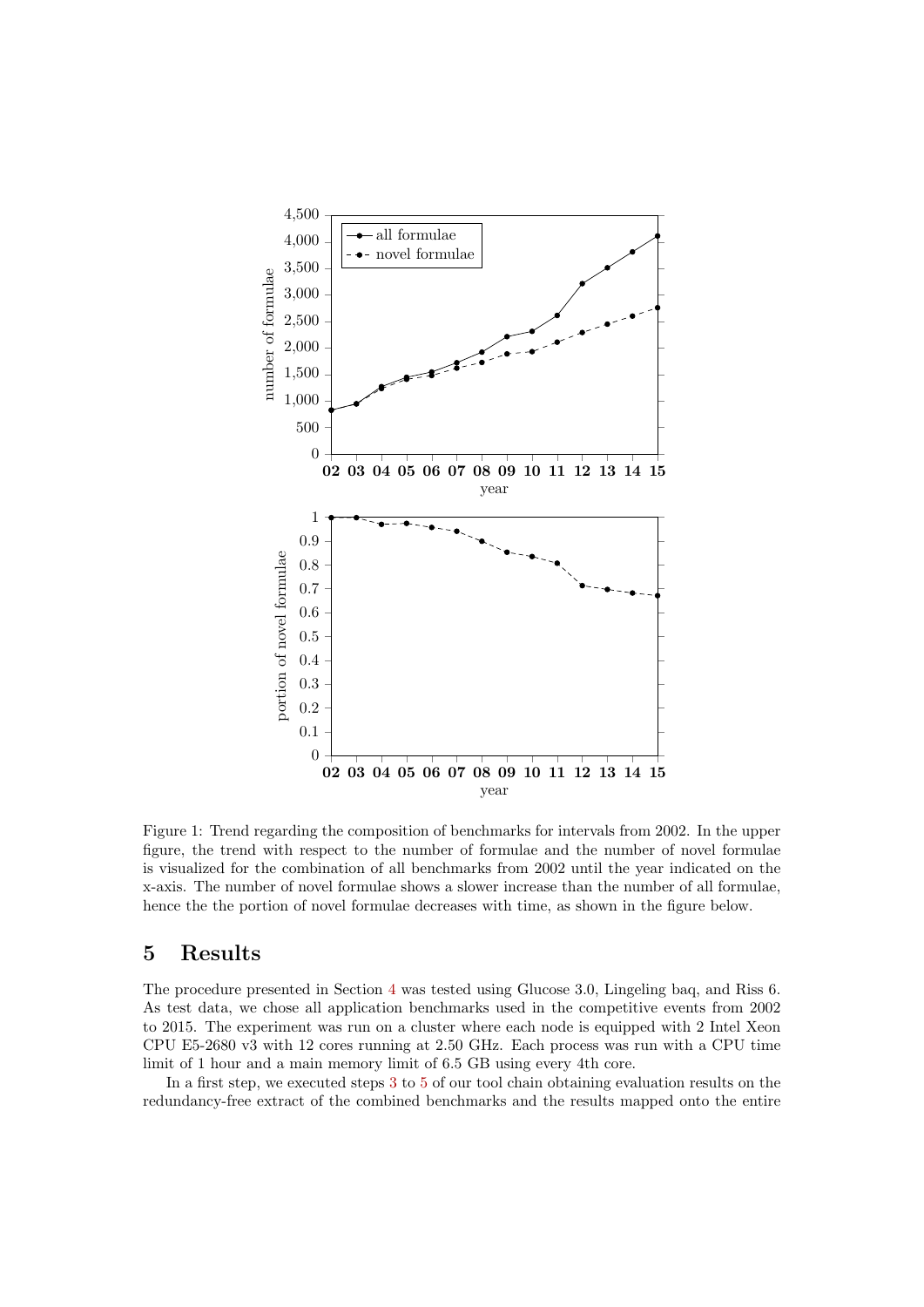Figure 1: Trend regarding the composition of benchmarks for intervals from 2002. In the upper figure, the trend with respect to the number of formulae and the number of novel formulae is visualized for the combination of all benchmarks from 2002 until the year indicated on the x-axis. The number of novel formulae shows a slower increase than the number of all formulae, hence the the portion of novel formulae decreases with time, as shown in the figure below.

## 5 Results

The procedure presented in Section 4 was tested using Glucose 3.0, Lingeling baq, and Riss 6. As test data, we chose all application benchmarks used in the competitive events from 2002 to 2015. The experiment was run on a cluster where each node is equipped with 2 Intel Xeon CPU E5-2680 v3 with 12 cores running at 2.50 GHz. Each process was run with a CPU time limit of 1 hour and a main memory limit of 6.5 GB using every 4th core.

In a first step, we executed steps 3 to 5 of our tool chain obtaining evaluation results on the redundancy-free extract of the combined benchmarks and the results mapped onto the entire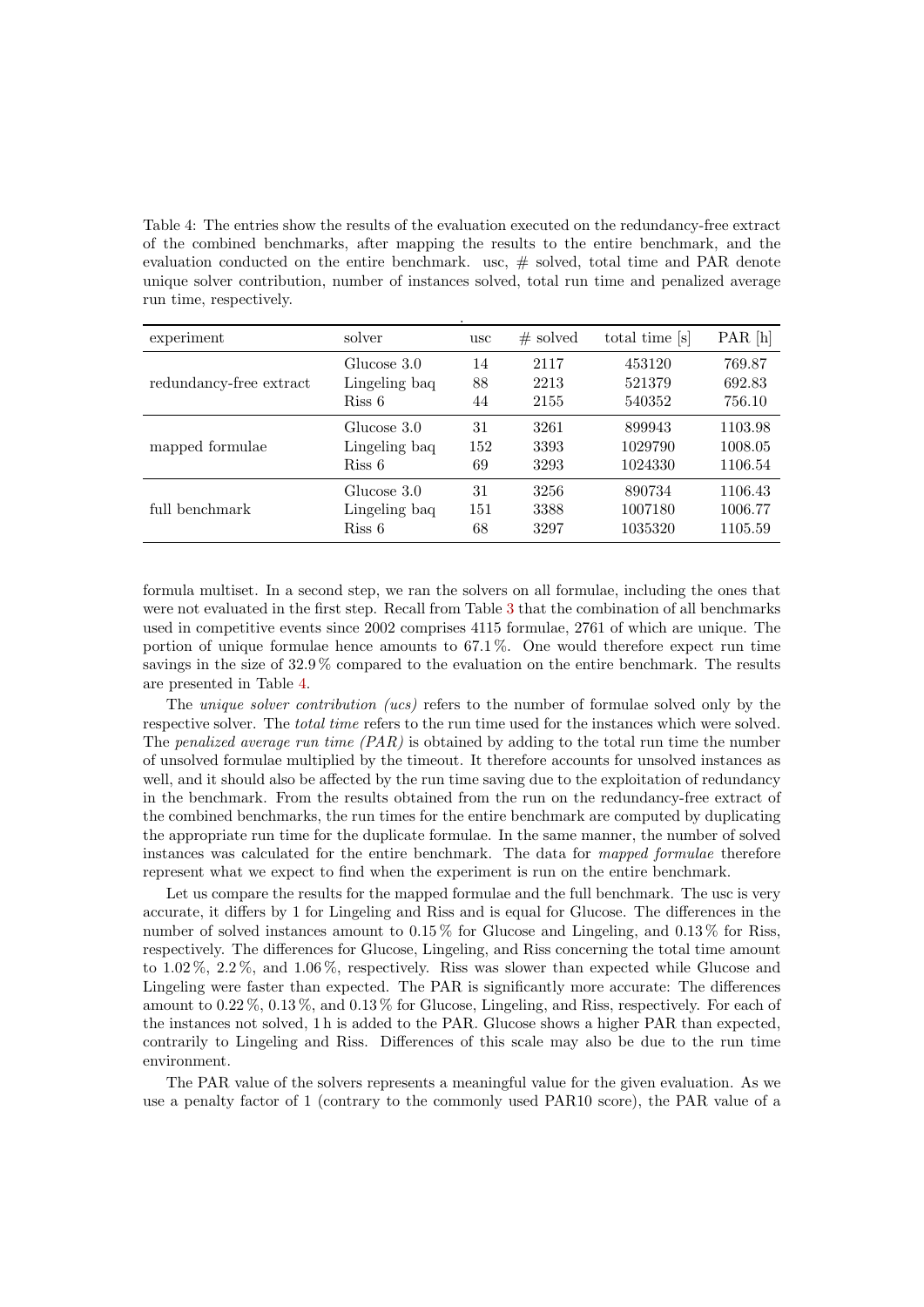Table 4: The entries show the results of the evaluation executed on the redundancy-free extract of the combined benchmarks, after mapping the results to the entire benchmark, and the evaluation conducted on the entire benchmark. usc, # solved, total time and PAR denote unique solver contribution, number of instances solved, total run time and penalized average run time, respectively.

| experiment | solver | usc | # solved | total time [s] | PAR [h] |
|---|---|---|---|---|---|
| redundancy-free extract | Glucose 3.0 | 14 | 2117 | 453120 | 769.87 |
| | Lingeling baq | 88 | 2213 | 521379 | 692.83 |
| | Riss 6 | 44 | 2155 | 540352 | 756.10 |
| mapped formulae | Glucose 3.0 | 31 | 3261 | 899943 | 1103.98 |
| | Lingeling baq | 152 | 3393 | 1029790 | 1008.05 |
| | Riss 6 | 69 | 3293 | 1024330 | 1106.54 |
| full benchmark | Glucose 3.0 | 31 | 3256 | 890734 | 1106.43 |
| | Lingeling baq | 151 | 3388 | 1007180 | 1006.77 |
| | Riss 6 | 68 | 3297 | 1035320 | 1105.59 |

formula multiset. In a second step, we ran the solvers on all formulae, including the ones that were not evaluated in the first step. Recall from Table 3 that the combination of all benchmarks used in competitive events since 2002 comprises 4115 formulae, 2761 of which are unique. The portion of unique formulae hence amounts to 67.1 %. One would therefore expect run time savings in the size of 32.9 % compared to the evaluation on the entire benchmark. The results are presented in Table 4.

The *unique solver contribution (ucs)* refers to the number of formulae solved only by the respective solver. The *total time* refers to the run time used for the instances which were solved. The *penalized average run time (PAR)* is obtained by adding to the total run time the number of unsolved formulae multiplied by the timeout. It therefore accounts for unsolved instances as well, and it should also be affected by the run time saving due to the exploitation of redundancy in the benchmark. From the results obtained from the run on the redundancy-free extract of the combined benchmarks, the run times for the entire benchmark are computed by duplicating the appropriate run time for the duplicate formulae. In the same manner, the number of solved instances was calculated for the entire benchmark. The data for *mapped formulae* therefore represent what we expect to find when the experiment is run on the entire benchmark.

Let us compare the results for the mapped formulae and the full benchmark. The usc is very accurate, it differs by 1 for Lingeling and Riss and is equal for Glucose. The differences in the number of solved instances amount to 0.15 % for Glucose and Lingeling, and 0.13 % for Riss, respectively. The differences for Glucose, Lingeling, and Riss concerning the total time amount to 1.02 %, 2.2 %, and 1.06 %, respectively. Riss was slower than expected while Glucose and Lingeling were faster than expected. The PAR is significantly more accurate: The differences amount to 0.22 %, 0.13 %, and 0.13 % for Glucose, Lingeling, and Riss, respectively. For each of the instances not solved, 1 h is added to the PAR. Glucose shows a higher PAR than expected, contrarily to Lingeling and Riss. Differences of this scale may also be due to the run time environment.

The PAR value of the solvers represents a meaningful value for the given evaluation. As we use a penalty factor of 1 (contrary to the commonly used PAR10 score), the PAR value of a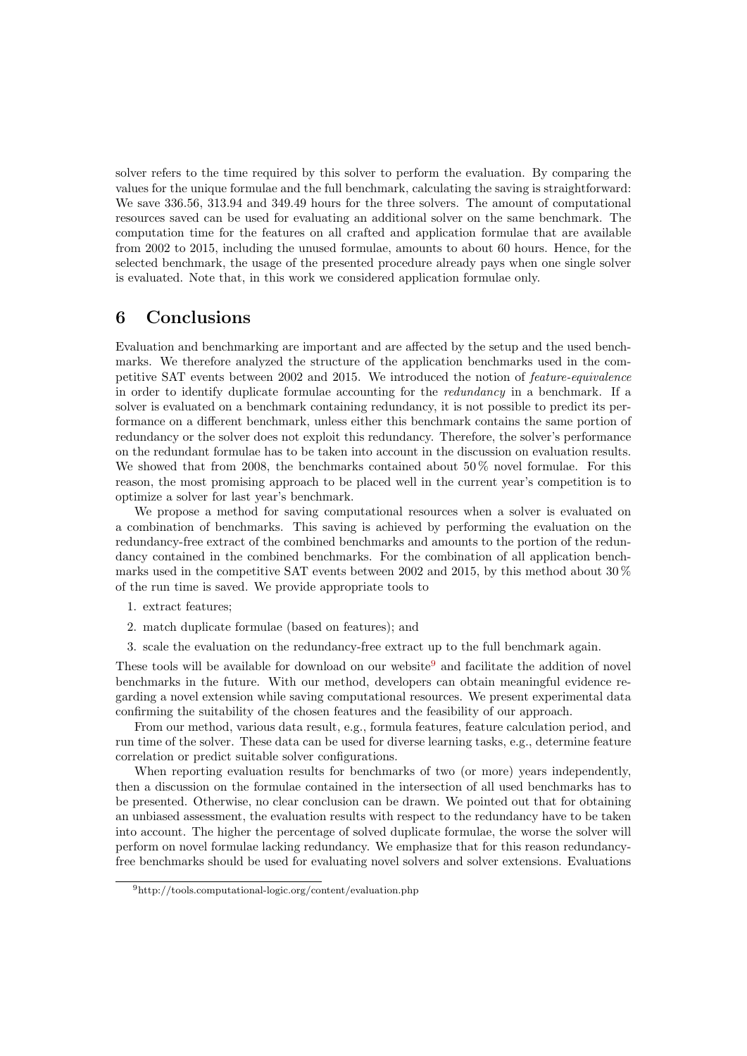solver refers to the time required by this solver to perform the evaluation. By comparing the values for the unique formulae and the full benchmark, calculating the saving is straightforward: We save 336.56, 313.94 and 349.49 hours for the three solvers. The amount of computational resources saved can be used for evaluating an additional solver on the same benchmark. The computation time for the features on all crafted and application formulae that are available from 2002 to 2015, including the unused formulae, amounts to about 60 hours. Hence, for the selected benchmark, the usage of the presented procedure already pays when one single solver is evaluated. Note that, in this work we considered application formulae only.

## 6 Conclusions

Evaluation and benchmarking are important and are affected by the setup and the used benchmarks. We therefore analyzed the structure of the application benchmarks used in the competitive SAT events between 2002 and 2015. We introduced the notion of *feature-equivalence* in order to identify duplicate formulae accounting for the *redundancy* in a benchmark. If a solver is evaluated on a benchmark containing redundancy, it is not possible to predict its performance on a different benchmark, unless either this benchmark contains the same portion of redundancy or the solver does not exploit this redundancy. Therefore, the solver's performance on the redundant formulae has to be taken into account in the discussion on evaluation results. We showed that from 2008, the benchmarks contained about 50 % novel formulae. For this reason, the most promising approach to be placed well in the current year's competition is to optimize a solver for last year's benchmark.

We propose a method for saving computational resources when a solver is evaluated on a combination of benchmarks. This saving is achieved by performing the evaluation on the redundancy-free extract of the combined benchmarks and amounts to the portion of the redundancy contained in the combined benchmarks. For the combination of all application benchmarks used in the competitive SAT events between 2002 and 2015, by this method about 30 % of the run time is saved. We provide appropriate tools to

1. extract features;
2. match duplicate formulae (based on features); and
3. scale the evaluation on the redundancy-free extract up to the full benchmark again.

These tools will be available for download on our website[9] and facilitate the addition of novel benchmarks in the future. With our method, developers can obtain meaningful evidence regarding a novel extension while saving computational resources. We present experimental data confirming the suitability of the chosen features and the feasibility of our approach.

From our method, various data result, e.g., formula features, feature calculation period, and run time of the solver. These data can be used for diverse learning tasks, e.g., determine feature correlation or predict suitable solver configurations.

When reporting evaluation results for benchmarks of two (or more) years independently, then a discussion on the formulae contained in the intersection of all used benchmarks has to be presented. Otherwise, no clear conclusion can be drawn. We pointed out that for obtaining an unbiased assessment, the evaluation results with respect to the redundancy have to be taken into account. The higher the percentage of solved duplicate formulae, the worse the solver will perform on novel formulae lacking redundancy. We emphasize that for this reason redundancy-free benchmarks should be used for evaluating novel solvers and solver extensions. Evaluations

[9] http://tools.computational-logic.org/content/evaluation.php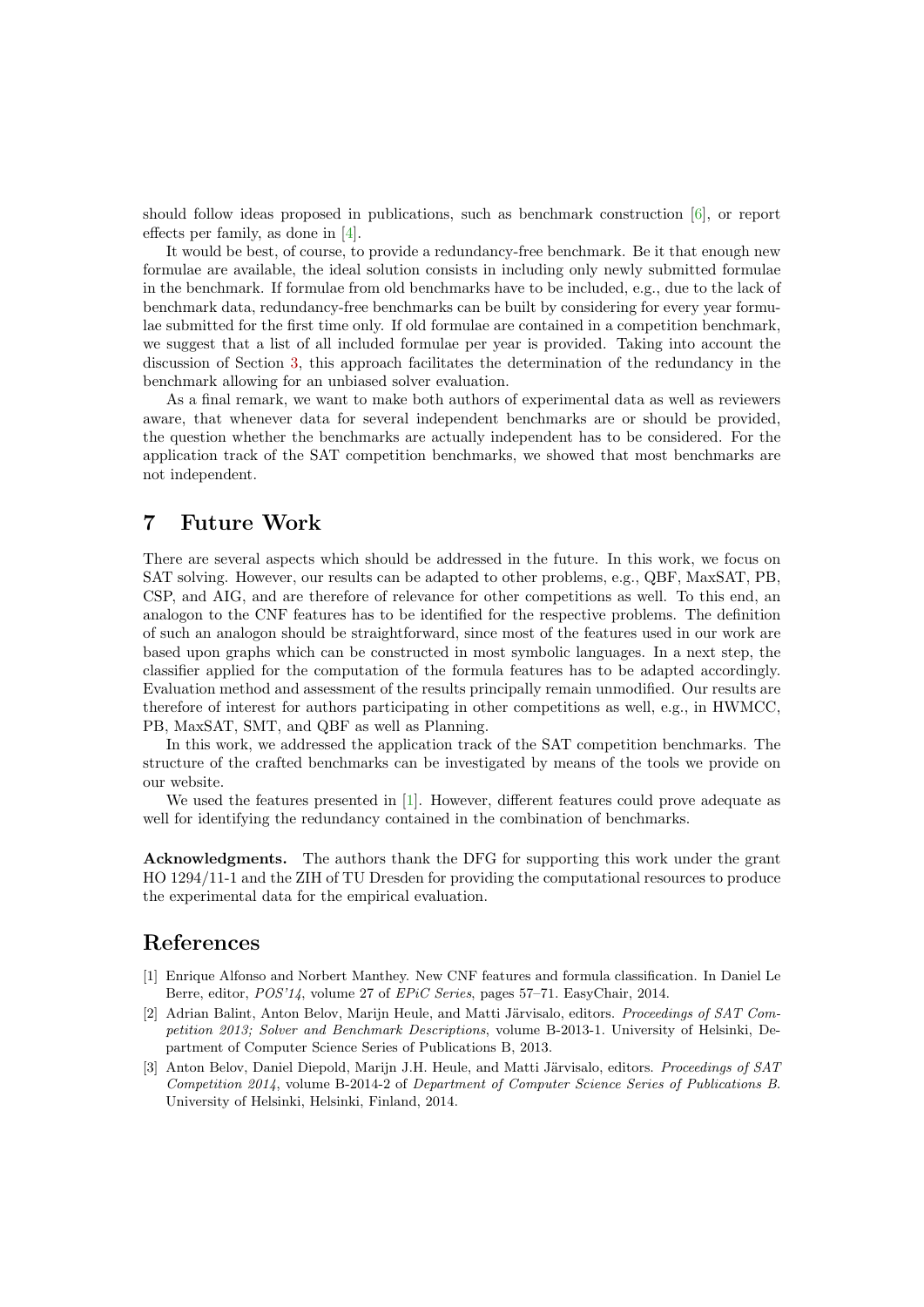should follow ideas proposed in publications, such as benchmark construction [6], or report effects per family, as done in [4].

It would be best, of course, to provide a redundancy-free benchmark. Be it that enough new formulae are available, the ideal solution consists in including only newly submitted formulae in the benchmark. If formulae from old benchmarks have to be included, e.g., due to the lack of benchmark data, redundancy-free benchmarks can be built by considering for every year formulae submitted for the first time only. If old formulae are contained in a competition benchmark, we suggest that a list of all included formulae per year is provided. Taking into account the discussion of Section 3, this approach facilitates the determination of the redundancy in the benchmark allowing for an unbiased solver evaluation.

As a final remark, we want to make both authors of experimental data as well as reviewers aware, that whenever data for several independent benchmarks are or should be provided, the question whether the benchmarks are actually independent has to be considered. For the application track of the SAT competition benchmarks, we showed that most benchmarks are not independent.

## 7 Future Work

There are several aspects which should be addressed in the future. In this work, we focus on SAT solving. However, our results can be adapted to other problems, e.g., QBF, MaxSAT, PB, CSP, and AIG, and are therefore of relevance for other competitions as well. To this end, an analogon to the CNF features has to be identified for the respective problems. The definition of such an analogon should be straightforward, since most of the features used in our work are based upon graphs which can be constructed in most symbolic languages. In a next step, the classifier applied for the computation of the formula features has to be adapted accordingly. Evaluation method and assessment of the results principally remain unmodified. Our results are therefore of interest for authors participating in other competitions as well, e.g., in HWMCC, PB, MaxSAT, SMT, and QBF as well as Planning.

In this work, we addressed the application track of the SAT competition benchmarks. The structure of the crafted benchmarks can be investigated by means of the tools we provide on our website.

We used the features presented in [1]. However, different features could prove adequate as well for identifying the redundancy contained in the combination of benchmarks.

**Acknowledgments.** The authors thank the DFG for supporting this work under the grant HO 1294/11-1 and the ZIH of TU Dresden for providing the computational resources to produce the experimental data for the empirical evaluation.

## References

[1] Enrique Alfonso and Norbert Manthey. New CNF features and formula classification. In Daniel Le Berre, editor, *POS'14*, volume 27 of *EPiC Series*, pages 57–71. EasyChair, 2014.

[2] Adrian Balint, Anton Belov, Marijn Heule, and Matti Järvisalo, editors. *Proceedings of SAT Competition 2013; Solver and Benchmark Descriptions*, volume B-2013-1. University of Helsinki, Department of Computer Science Series of Publications B, 2013.

[3] Anton Belov, Daniel Diepold, Marijn J.H. Heule, and Matti Järvisalo, editors. *Proceedings of SAT Competition 2014*, volume B-2014-2 of *Department of Computer Science Series of Publications B*. University of Helsinki, Helsinki, Finland, 2014.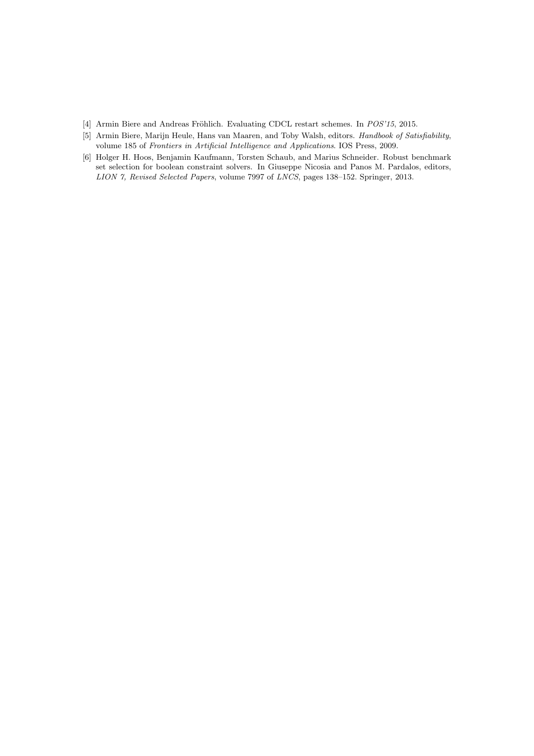[4] Armin Biere and Andreas Fröhlich. Evaluating CDCL restart schemes. In *POS'15*, 2015.

[5] Armin Biere, Marijn Heule, Hans van Maaren, and Toby Walsh, editors. *Handbook of Satisfiability*, volume 185 of *Frontiers in Artificial Intelligence and Applications*. IOS Press, 2009.

[6] Holger H. Hoos, Benjamin Kaufmann, Torsten Schaub, and Marius Schneider. Robust benchmark set selection for boolean constraint solvers. In Giuseppe Nicosia and Panos M. Pardalos, editors, *LION 7, Revised Selected Papers*, volume 7997 of *LNCS*, pages 138–152. Springer, 2013.